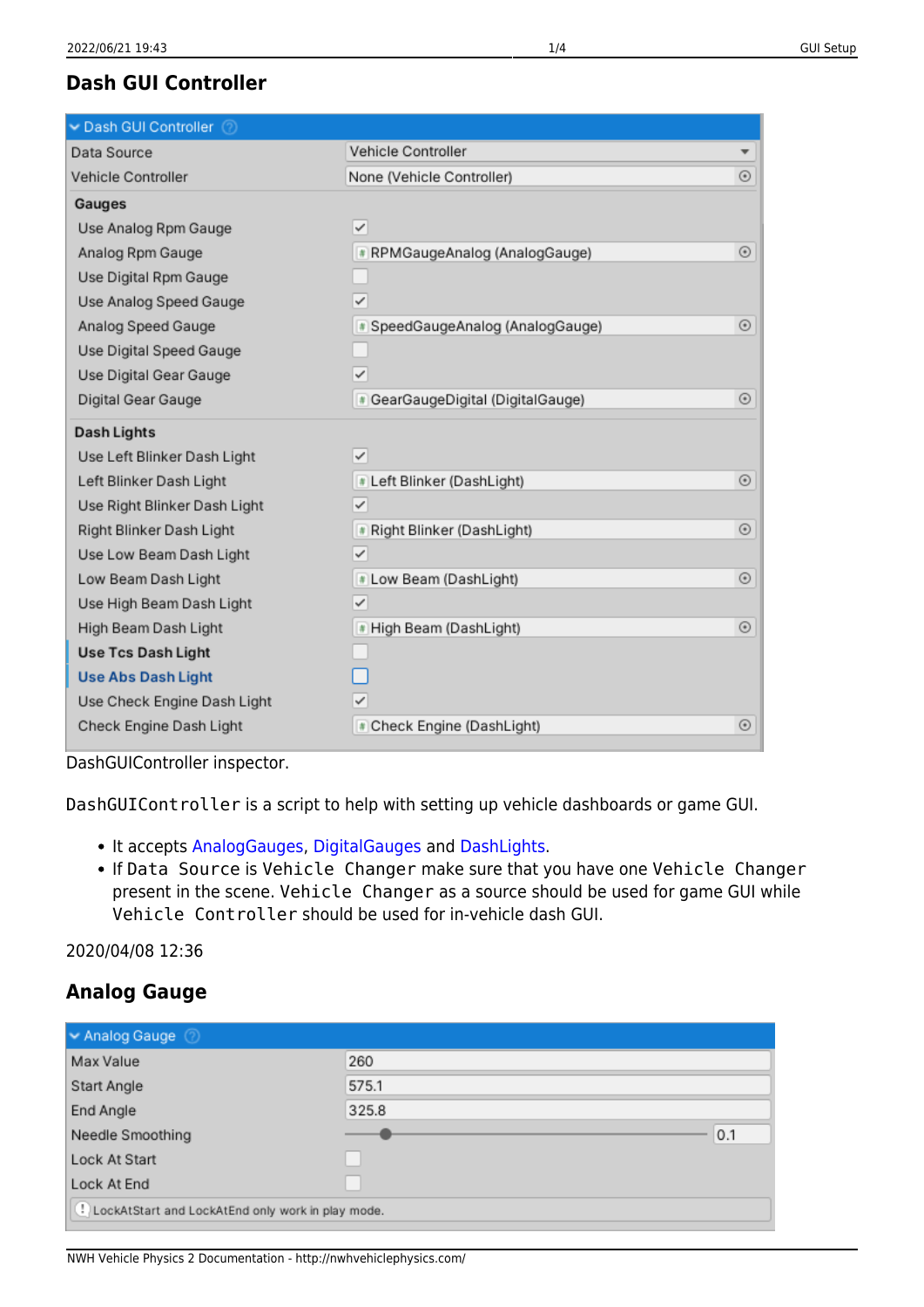## Dash GUI Controller

| Dash GUI Controller | |
|---|---|
| Data Source | Vehicle Controller |
| Vehicle Controller | None (Vehicle Controller) |
| **Gauges** | |
| Use Analog Rpm Gauge | ✓ |
| Analog Rpm Gauge | RPMGaugeAnalog (AnalogGauge) |
| Use Digital Rpm Gauge | |
| Use Analog Speed Gauge | ✓ |
| Analog Speed Gauge | SpeedGaugeAnalog (AnalogGauge) |
| Use Digital Speed Gauge | |
| Use Digital Gear Gauge | ✓ |
| Digital Gear Gauge | GearGaugeDigital (DigitalGauge) |
| **Dash Lights** | |
| Use Left Blinker Dash Light | ✓ |
| Left Blinker Dash Light | Left Blinker (DashLight) |
| Use Right Blinker Dash Light | ✓ |
| Right Blinker Dash Light | Right Blinker (DashLight) |
| Use Low Beam Dash Light | ✓ |
| Low Beam Dash Light | Low Beam (DashLight) |
| Use High Beam Dash Light | ✓ |
| High Beam Dash Light | High Beam (DashLight) |
| Use Tcs Dash Light | |
| Use Abs Dash Light | |
| Use Check Engine Dash Light | ✓ |
| Check Engine Dash Light | Check Engine (DashLight) |

DashGUIController inspector.

`DashGUIController` is a script to help with setting up vehicle dashboards or game GUI.

- It accepts AnalogGauges, DigitalGauges and DashLights.
- If `Data Source` is `Vehicle Changer` make sure that you have one `Vehicle Changer` present in the scene. `Vehicle Changer` as a source should be used for game GUI while `Vehicle Controller` should be used for in-vehicle dash GUI.

2020/04/08 12:36

## Analog Gauge

| Analog Gauge | |
|---|---|
| Max Value | 260 |
| Start Angle | 575.1 |
| End Angle | 325.8 |
| Needle Smoothing | 0.1 |
| Lock At Start | |
| Lock At End | |

LockAtStart and LockAtEnd only work in play mode.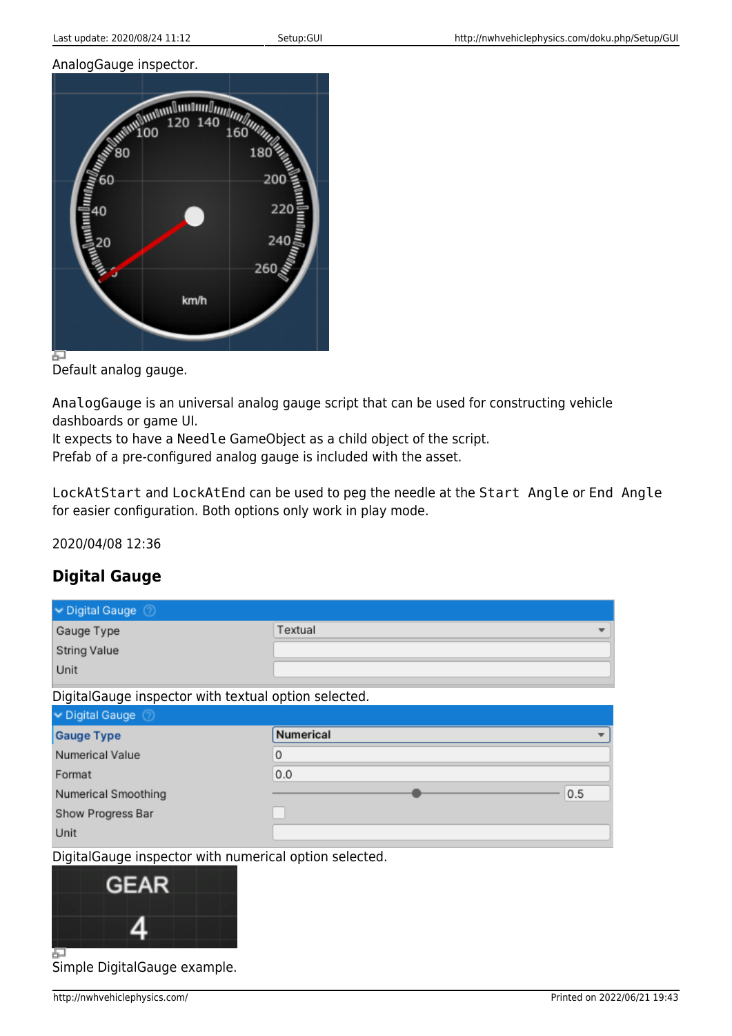AnalogGauge inspector.

Default analog gauge.

`AnalogGauge` is an universal analog gauge script that can be used for constructing vehicle dashboards or game UI.
It expects to have a `Needle` GameObject as a child object of the script.
Prefab of a pre-configured analog gauge is included with the asset.

`LockAtStart` and `LockAtEnd` can be used to peg the needle at the `Start Angle` or `End Angle` for easier configuration. Both options only work in play mode.

2020/04/08 12:36

## Digital Gauge

| Digital Gauge | |
| --- | --- |
| Gauge Type | Textual |
| String Value | |
| Unit | |

DigitalGauge inspector with textual option selected.

| Digital Gauge | |
| --- | --- |
| Gauge Type | Numerical |
| Numerical Value | 0 |
| Format | 0.0 |
| Numerical Smoothing | 0.5 |
| Show Progress Bar | |
| Unit | |

DigitalGauge inspector with numerical option selected.

Simple DigitalGauge example.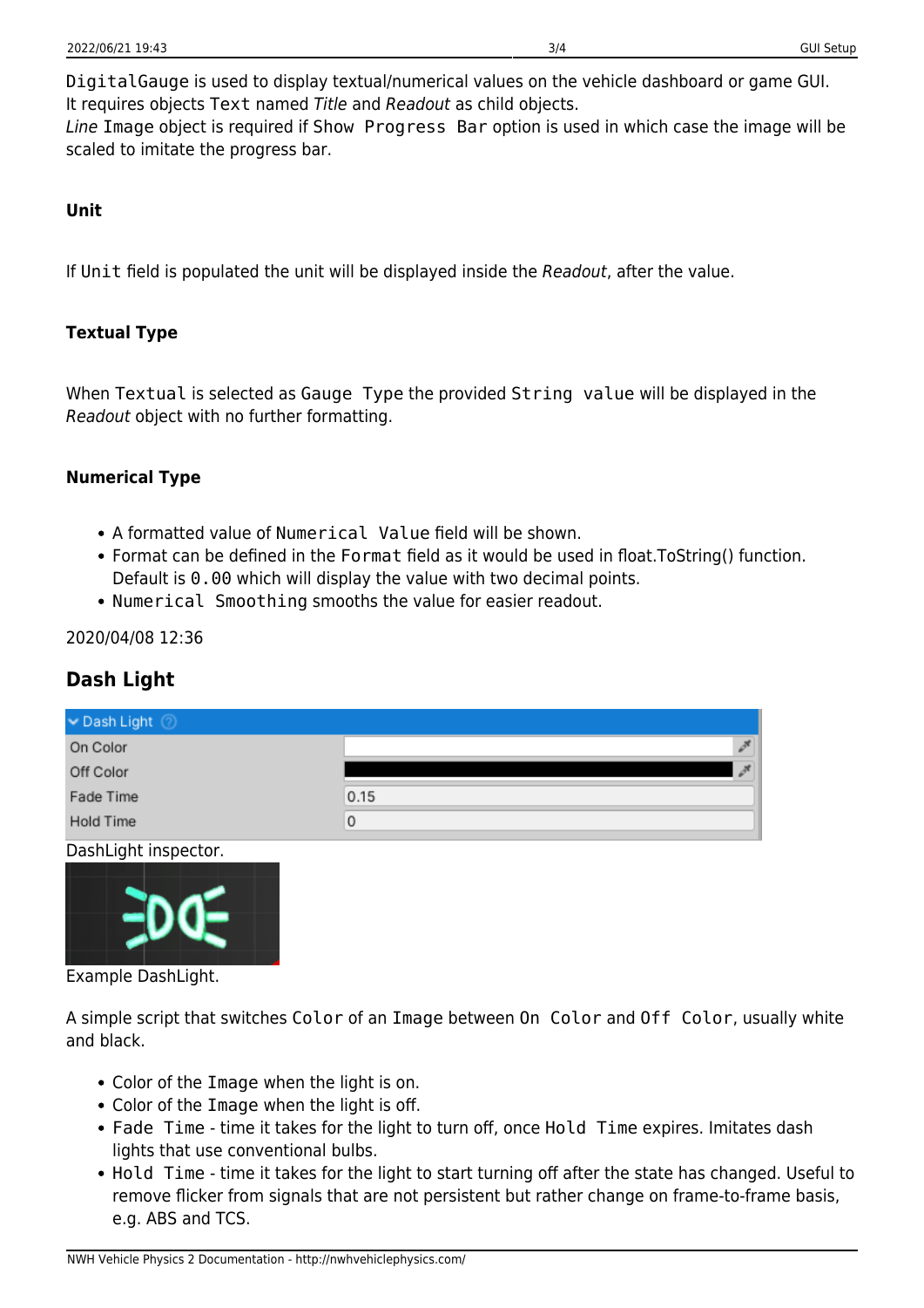DigitalGauge is used to display textual/numerical values on the vehicle dashboard or game GUI. It requires objects Text named *Title* and *Readout* as child objects.
*Line* Image object is required if Show Progress Bar option is used in which case the image will be scaled to imitate the progress bar.

#### Unit

If Unit field is populated the unit will be displayed inside the *Readout*, after the value.

#### Textual Type

When Textual is selected as Gauge Type the provided String value will be displayed in the *Readout* object with no further formatting.

#### Numerical Type

- A formatted value of Numerical Value field will be shown.
- Format can be defined in the Format field as it would be used in float.ToString() function. Default is 0.00 which will display the value with two decimal points.
- Numerical Smoothing smooths the value for easier readout.

2020/04/08 12:36

### Dash Light

| Dash Light | |
|---|---|
| On Color | |
| Off Color | |
| Fade Time | 0.15 |
| Hold Time | 0 |

DashLight inspector.

Example DashLight.

A simple script that switches Color of an Image between On Color and Off Color, usually white and black.

- Color of the Image when the light is on.
- Color of the Image when the light is off.
- Fade Time - time it takes for the light to turn off, once Hold Time expires. Imitates dash lights that use conventional bulbs.
- Hold Time - time it takes for the light to start turning off after the state has changed. Useful to remove flicker from signals that are not persistent but rather change on frame-to-frame basis, e.g. ABS and TCS.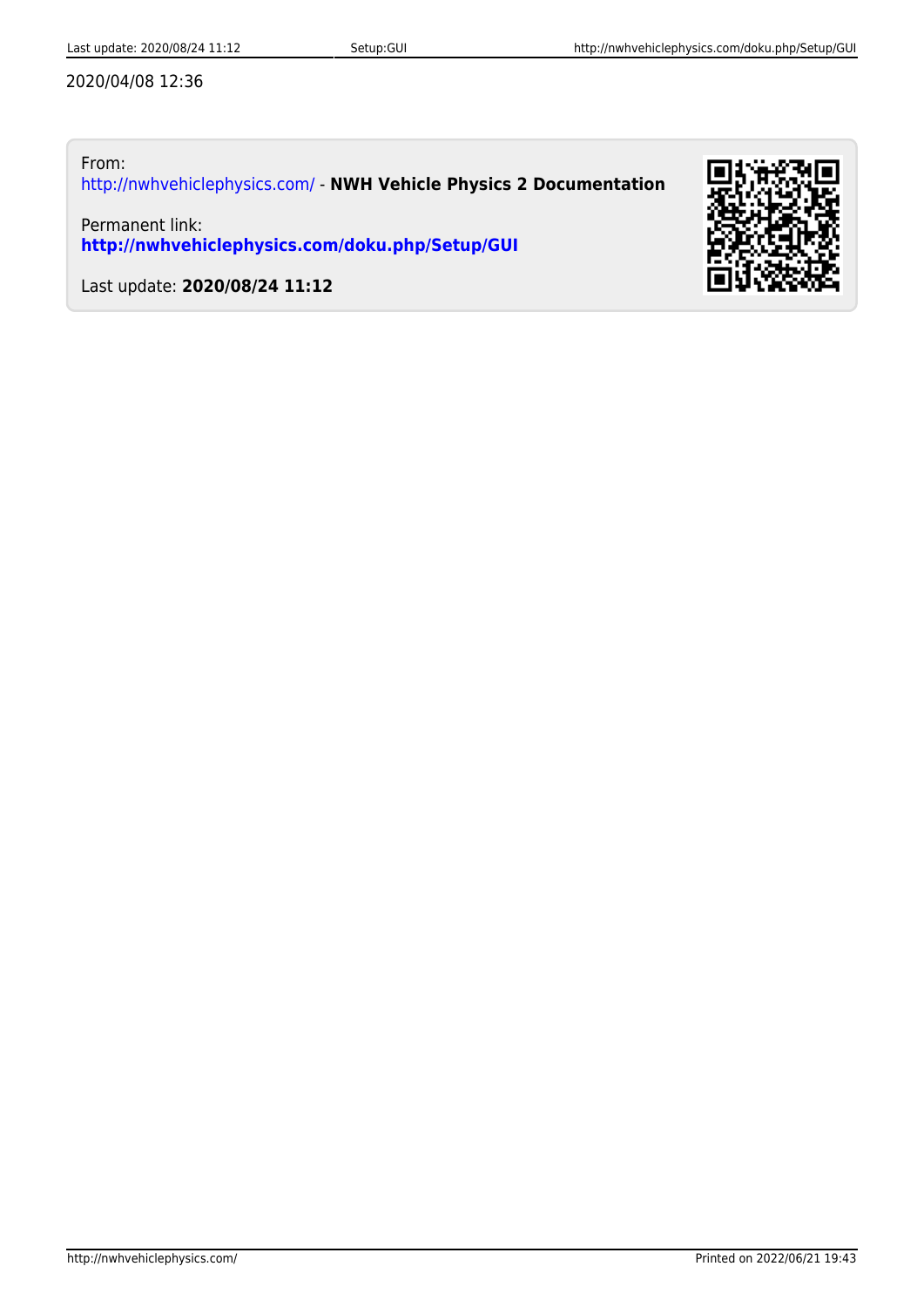2020/04/08 12:36

From:
http://nwhvehiclephysics.com/ - **NWH Vehicle Physics 2 Documentation**

Permanent link:
**http://nwhvehiclephysics.com/doku.php/Setup/GUI**

Last update: **2020/08/24 11:12**